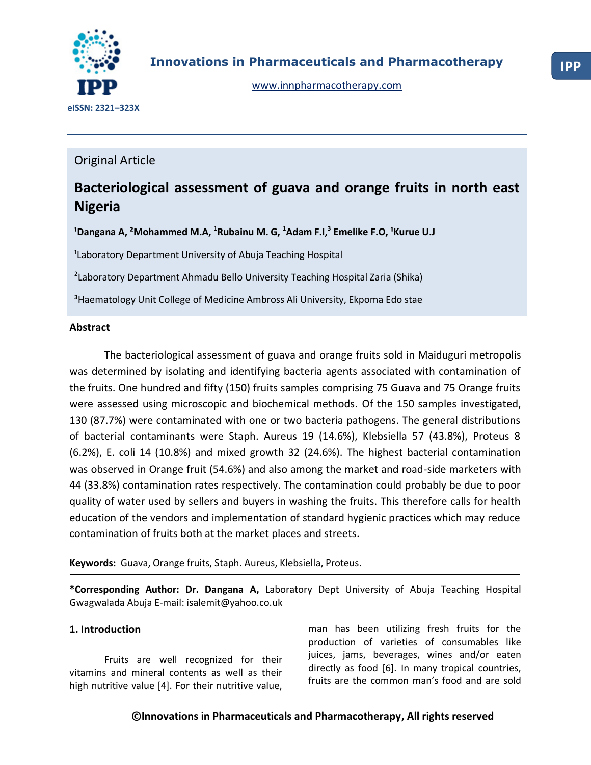Innovations in Pharmaceuticals and Pharmacotherapy

www.innpharmacotherapy.com

eISSN: 2321–323X

Original Article

# Bacteriological assessment of guava and orange fruits in north east Nigeria

**[1]Dangana A, [2]Mohammed M.A, [1]Rubainu M. G, [1]Adam F.I,[3] Emelike F.O, [1]Kurue U.J**

[1]Laboratory Department University of Abuja Teaching Hospital

[2]Laboratory Department Ahmadu Bello University Teaching Hospital Zaria (Shika)

[3]Haematology Unit College of Medicine Ambross Ali University, Ekpoma Edo stae

## Abstract

The bacteriological assessment of guava and orange fruits sold in Maiduguri metropolis was determined by isolating and identifying bacteria agents associated with contamination of the fruits. One hundred and fifty (150) fruits samples comprising 75 Guava and 75 Orange fruits were assessed using microscopic and biochemical methods. Of the 150 samples investigated, 130 (87.7%) were contaminated with one or two bacteria pathogens. The general distributions of bacterial contaminants were Staph. Aureus 19 (14.6%), Klebsiella 57 (43.8%), Proteus 8 (6.2%), E. coli 14 (10.8%) and mixed growth 32 (24.6%). The highest bacterial contamination was observed in Orange fruit (54.6%) and also among the market and road-side marketers with 44 (33.8%) contamination rates respectively. The contamination could probably be due to poor quality of water used by sellers and buyers in washing the fruits. This therefore calls for health education of the vendors and implementation of standard hygienic practices which may reduce contamination of fruits both at the market places and streets.

**Keywords:** Guava, Orange fruits, Staph. Aureus, Klebsiella, Proteus.

**\*Corresponding Author: Dr. Dangana A,** Laboratory Dept University of Abuja Teaching Hospital Gwagwalada Abuja E-mail: isalemit@yahoo.co.uk

## 1. Introduction

Fruits are well recognized for their vitamins and mineral contents as well as their high nutritive value [4]. For their nutritive value, man has been utilizing fresh fruits for the production of varieties of consumables like juices, jams, beverages, wines and/or eaten directly as food [6]. In many tropical countries, fruits are the common man's food and are sold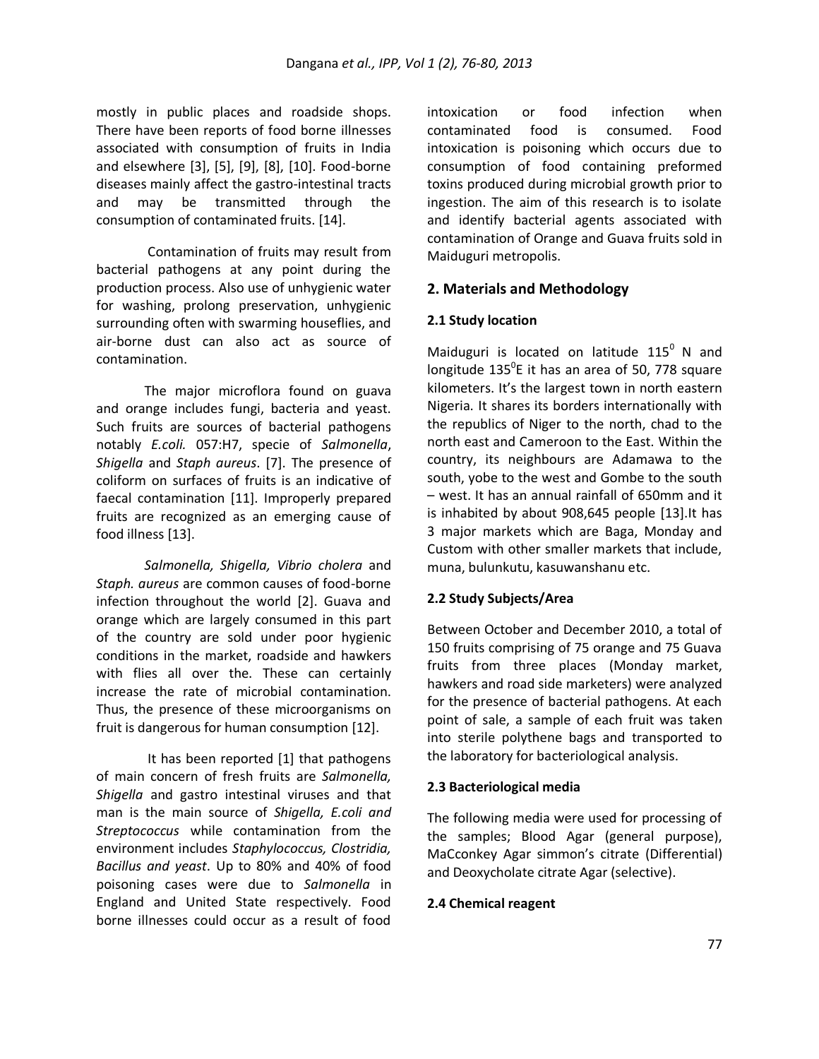mostly in public places and roadside shops. There have been reports of food borne illnesses associated with consumption of fruits in India and elsewhere [3], [5], [9], [8], [10]. Food-borne diseases mainly affect the gastro-intestinal tracts and may be transmitted through the consumption of contaminated fruits. [14].

Contamination of fruits may result from bacterial pathogens at any point during the production process. Also use of unhygienic water for washing, prolong preservation, unhygienic surrounding often with swarming houseflies, and air-borne dust can also act as source of contamination.

The major microflora found on guava and orange includes fungi, bacteria and yeast. Such fruits are sources of bacterial pathogens notably *E.coli.* 057:H7, specie of *Salmonella*, *Shigella* and *Staph aureus*. [7]. The presence of coliform on surfaces of fruits is an indicative of faecal contamination [11]. Improperly prepared fruits are recognized as an emerging cause of food illness [13].

*Salmonella, Shigella, Vibrio cholera* and *Staph. aureus* are common causes of food-borne infection throughout the world [2]. Guava and orange which are largely consumed in this part of the country are sold under poor hygienic conditions in the market, roadside and hawkers with flies all over the. These can certainly increase the rate of microbial contamination. Thus, the presence of these microorganisms on fruit is dangerous for human consumption [12].

It has been reported [1] that pathogens of main concern of fresh fruits are *Salmonella, Shigella* and gastro intestinal viruses and that man is the main source of *Shigella, E.coli and Streptococcus* while contamination from the environment includes *Staphylococcus, Clostridia, Bacillus and yeast*. Up to 80% and 40% of food poisoning cases were due to *Salmonella* in England and United State respectively. Food borne illnesses could occur as a result of food intoxication or food infection when contaminated food is consumed. Food intoxication is poisoning which occurs due to consumption of food containing preformed toxins produced during microbial growth prior to ingestion. The aim of this research is to isolate and identify bacterial agents associated with contamination of Orange and Guava fruits sold in Maiduguri metropolis.

## 2. Materials and Methodology

### 2.1 Study location

Maiduguri is located on latitude $115^0$ N and longitude $135^0$E it has an area of 50, 778 square kilometers. It's the largest town in north eastern Nigeria. It shares its borders internationally with the republics of Niger to the north, chad to the north east and Cameroon to the East. Within the country, its neighbours are Adamawa to the south, yobe to the west and Gombe to the south – west. It has an annual rainfall of 650mm and it is inhabited by about 908,645 people [13].It has 3 major markets which are Baga, Monday and Custom with other smaller markets that include, muna, bulunkutu, kasuwanshanu etc.

### 2.2 Study Subjects/Area

Between October and December 2010, a total of 150 fruits comprising of 75 orange and 75 Guava fruits from three places (Monday market, hawkers and road side marketers) were analyzed for the presence of bacterial pathogens. At each point of sale, a sample of each fruit was taken into sterile polythene bags and transported to the laboratory for bacteriological analysis.

### 2.3 Bacteriological media

The following media were used for processing of the samples; Blood Agar (general purpose), MaCconkey Agar simmon's citrate (Differential) and Deoxycholate citrate Agar (selective).

### 2.4 Chemical reagent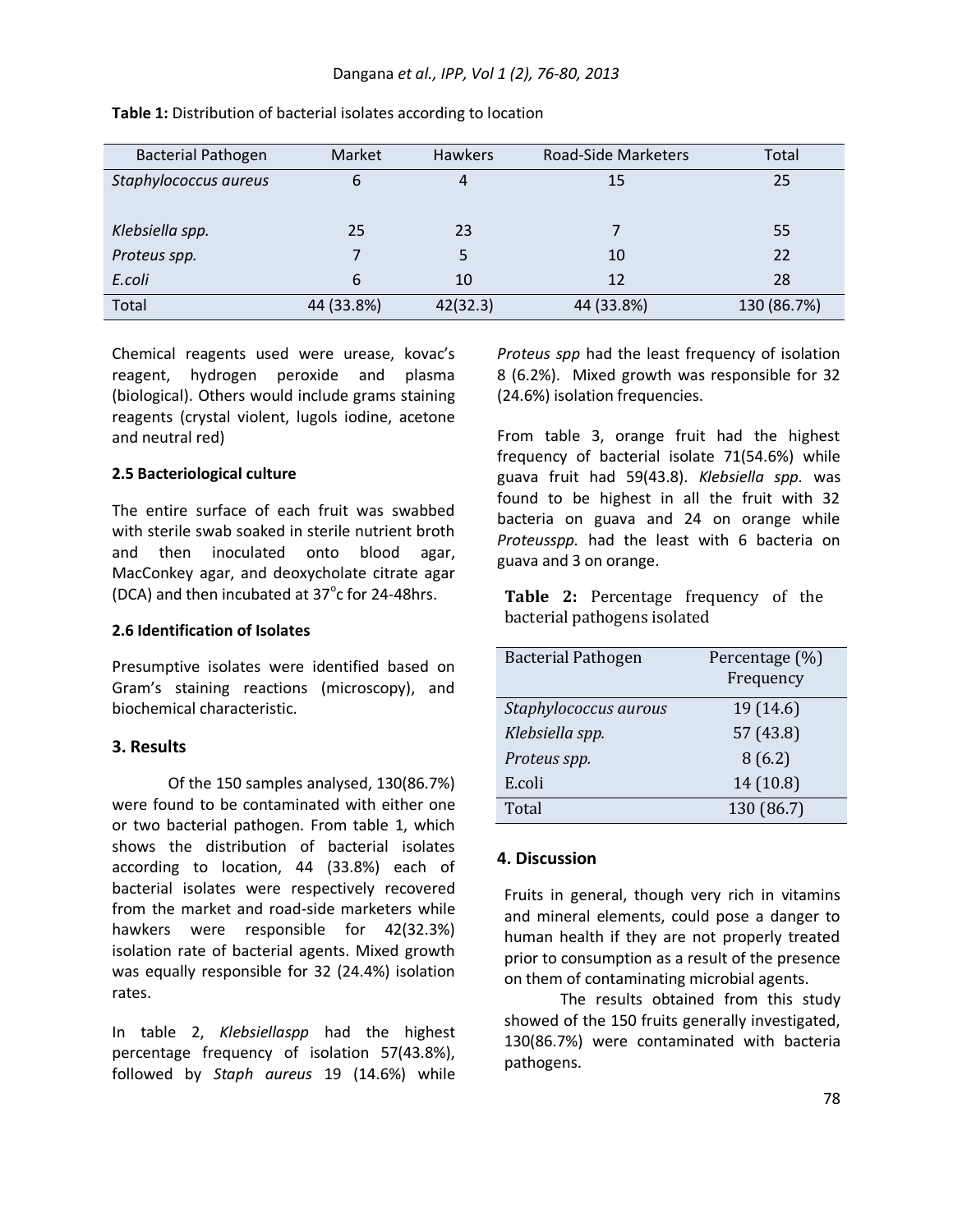**Table 1:** Distribution of bacterial isolates according to location

| Bacterial Pathogen | Market | Hawkers | Road-Side Marketers | Total |
|---|---|---|---|---|
| *Staphylococcus aureus* | 6 | 4 | 15 | 25 |
| *Klebsiella spp.* | 25 | 23 | 7 | 55 |
| *Proteus spp.* | 7 | 5 | 10 | 22 |
| *E.coli* | 6 | 10 | 12 | 28 |
| Total | 44 (33.8%) | 42(32.3) | 44 (33.8%) | 130 (86.7%) |

Chemical reagents used were urease, kovac's reagent, hydrogen peroxide and plasma (biological). Others would include grams staining reagents (crystal violent, lugols iodine, acetone and neutral red)

### 2.5 Bacteriological culture

The entire surface of each fruit was swabbed with sterile swab soaked in sterile nutrient broth and then inoculated onto blood agar, MacConkey agar, and deoxycholate citrate agar (DCA) and then incubated at 37°c for 24-48hrs.

### 2.6 Identification of Isolates

Presumptive isolates were identified based on Gram's staining reactions (microscopy), and biochemical characteristic.

## 3. Results

Of the 150 samples analysed, 130(86.7%) were found to be contaminated with either one or two bacterial pathogen. From table 1, which shows the distribution of bacterial isolates according to location, 44 (33.8%) each of bacterial isolates were respectively recovered from the market and road-side marketers while hawkers were responsible for 42(32.3%) isolation rate of bacterial agents. Mixed growth was equally responsible for 32 (24.4%) isolation rates.

In table 2, *Klebsiellaspp* had the highest percentage frequency of isolation 57(43.8%), followed by *Staph aureus* 19 (14.6%) while *Proteus spp* had the least frequency of isolation 8 (6.2%). Mixed growth was responsible for 32 (24.6%) isolation frequencies.

From table 3, orange fruit had the highest frequency of bacterial isolate 71(54.6%) while guava fruit had 59(43.8). *Klebsiella spp.* was found to be highest in all the fruit with 32 bacteria on guava and 24 on orange while *Proteusspp.* had the least with 6 bacteria on guava and 3 on orange.

**Table 2:** Percentage frequency of the bacterial pathogens isolated

| Bacterial Pathogen | Percentage (%) Frequency |
|---|---|
| *Staphylococcus aurous* | 19 (14.6) |
| *Klebsiella spp.* | 57 (43.8) |
| *Proteus spp.* | 8 (6.2) |
| E.coli | 14 (10.8) |
| Total | 130 (86.7) |

## 4. Discussion

Fruits in general, though very rich in vitamins and mineral elements, could pose a danger to human health if they are not properly treated prior to consumption as a result of the presence on them of contaminating microbial agents.

The results obtained from this study showed of the 150 fruits generally investigated, 130(86.7%) were contaminated with bacteria pathogens.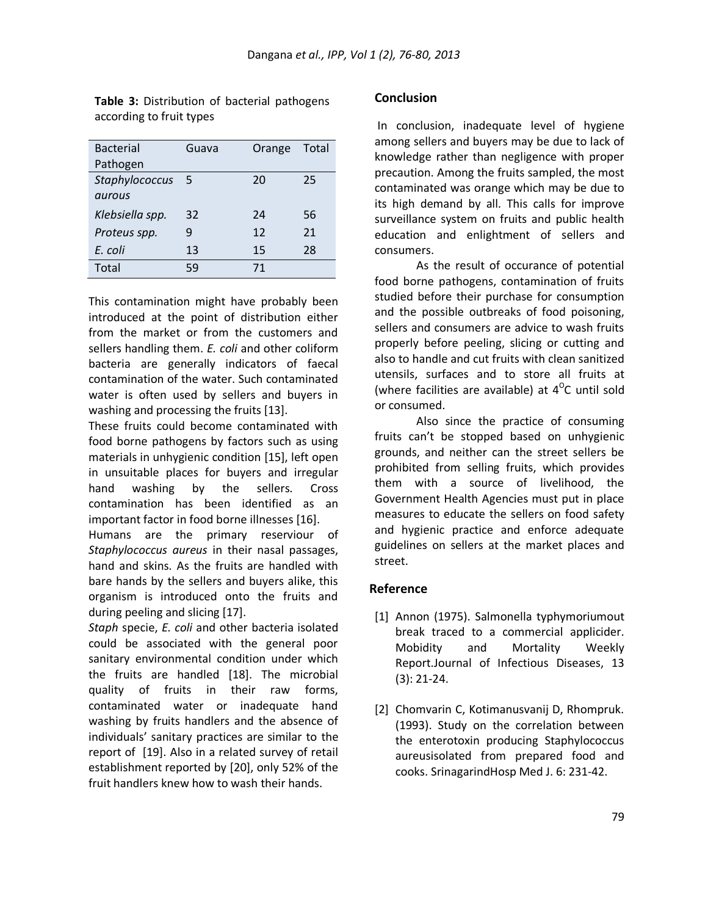**Table 3:** Distribution of bacterial pathogens according to fruit types

| Bacterial Pathogen | Guava | Orange | Total |
|---|---|---|---|
| *Staphylococcus aurous* | 5 | 20 | 25 |
| *Klebsiella spp.* | 32 | 24 | 56 |
| *Proteus spp.* | 9 | 12 | 21 |
| *E. coli* | 13 | 15 | 28 |
| Total | 59 | 71 | |

This contamination might have probably been introduced at the point of distribution either from the market or from the customers and sellers handling them. *E. coli* and other coliform bacteria are generally indicators of faecal contamination of the water. Such contaminated water is often used by sellers and buyers in washing and processing the fruits [13].

These fruits could become contaminated with food borne pathogens by factors such as using materials in unhygienic condition [15], left open in unsuitable places for buyers and irregular hand washing by the sellers. Cross contamination has been identified as an important factor in food borne illnesses [16].

Humans are the primary reserviour of *Staphylococcus aureus* in their nasal passages, hand and skins. As the fruits are handled with bare hands by the sellers and buyers alike, this organism is introduced onto the fruits and during peeling and slicing [17].

*Staph* specie, *E. coli* and other bacteria isolated could be associated with the general poor sanitary environmental condition under which the fruits are handled [18]. The microbial quality of fruits in their raw forms, contaminated water or inadequate hand washing by fruits handlers and the absence of individuals' sanitary practices are similar to the report of [19]. Also in a related survey of retail establishment reported by [20], only 52% of the fruit handlers knew how to wash their hands.

## Conclusion

In conclusion, inadequate level of hygiene among sellers and buyers may be due to lack of knowledge rather than negligence with proper precaution. Among the fruits sampled, the most contaminated was orange which may be due to its high demand by all. This calls for improve surveillance system on fruits and public health education and enlightment of sellers and consumers.

As the result of occurance of potential food borne pathogens, contamination of fruits studied before their purchase for consumption and the possible outbreaks of food poisoning, sellers and consumers are advice to wash fruits properly before peeling, slicing or cutting and also to handle and cut fruits with clean sanitized utensils, surfaces and to store all fruits at (where facilities are available) at $4^{O}C$ until sold or consumed.

Also since the practice of consuming fruits can't be stopped based on unhygienic grounds, and neither can the street sellers be prohibited from selling fruits, which provides them with a source of livelihood, the Government Health Agencies must put in place measures to educate the sellers on food safety and hygienic practice and enforce adequate guidelines on sellers at the market places and street.

## Reference

[1] Annon (1975). Salmonella typhymoriumout break traced to a commercial applicider. Mobidity and Mortality Weekly Report.Journal of Infectious Diseases, 13 (3): 21-24.

[2] Chomvarin C, Kotimanusvanij D, Rhompruk. (1993). Study on the correlation between the enterotoxin producing Staphylococcus aureusisolated from prepared food and cooks. SrinagarindHosp Med J. 6: 231-42.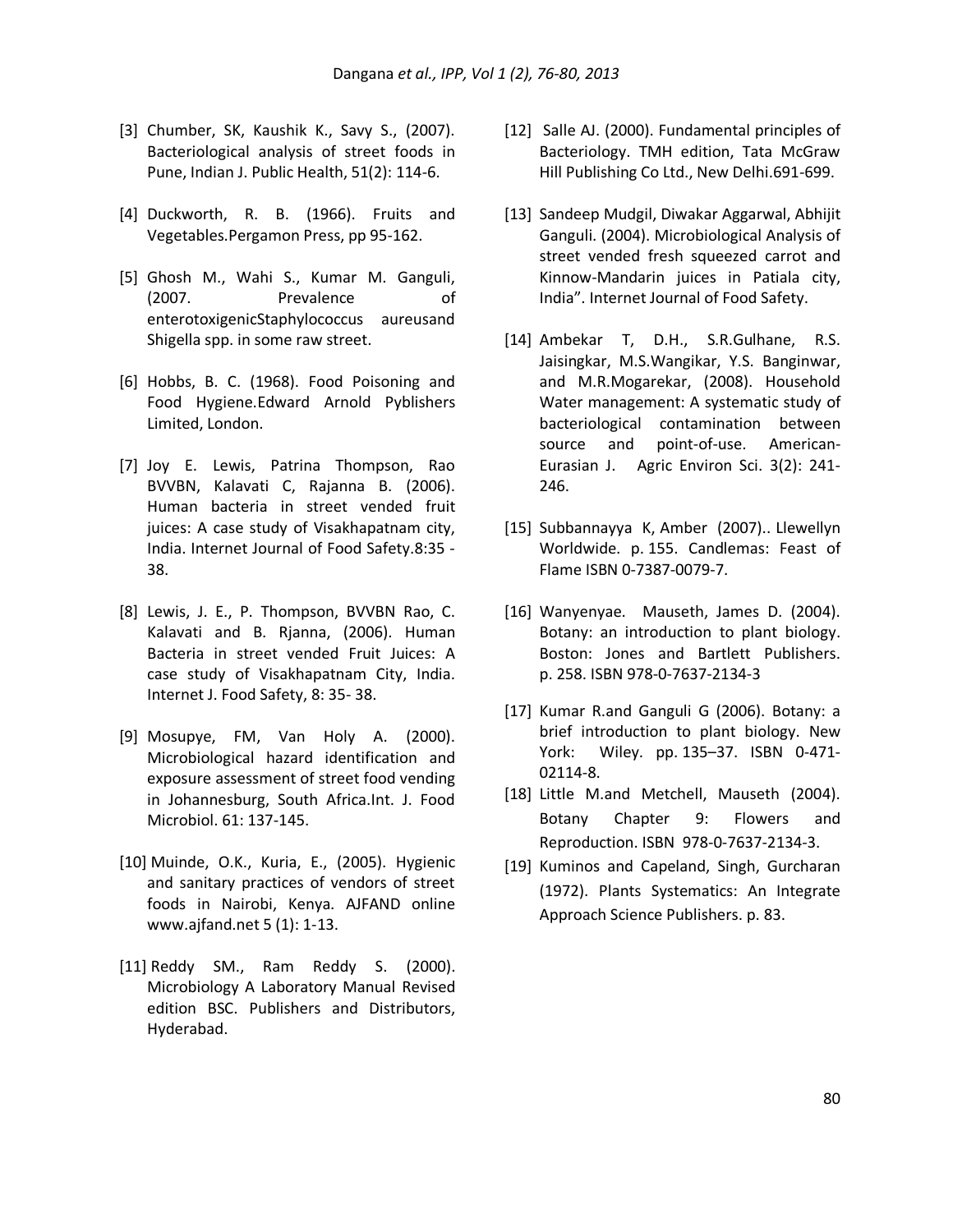[3] Chumber, SK, Kaushik K., Savy S., (2007). Bacteriological analysis of street foods in Pune, Indian J. Public Health, 51(2): 114-6.

[4] Duckworth, R. B. (1966). Fruits and Vegetables.Pergamon Press, pp 95-162.

[5] Ghosh M., Wahi S., Kumar M. Ganguli, (2007. Prevalence of enterotoxigenicStaphylococcus aureusand Shigella spp. in some raw street.

[6] Hobbs, B. C. (1968). Food Poisoning and Food Hygiene.Edward Arnold Pyblishers Limited, London.

[7] Joy E. Lewis, Patrina Thompson, Rao BVVBN, Kalavati C, Rajanna B. (2006). Human bacteria in street vended fruit juices: A case study of Visakhapatnam city, India. Internet Journal of Food Safety.8:35 - 38.

[8] Lewis, J. E., P. Thompson, BVVBN Rao, C. Kalavati and B. Rjanna, (2006). Human Bacteria in street vended Fruit Juices: A case study of Visakhapatnam City, India. Internet J. Food Safety, 8: 35- 38.

[9] Mosupye, FM, Van Holy A. (2000). Microbiological hazard identification and exposure assessment of street food vending in Johannesburg, South Africa.Int. J. Food Microbiol. 61: 137-145.

[10] Muinde, O.K., Kuria, E., (2005). Hygienic and sanitary practices of vendors of street foods in Nairobi, Kenya. AJFAND online www.ajfand.net 5 (1): 1-13.

[11] Reddy SM., Ram Reddy S. (2000). Microbiology A Laboratory Manual Revised edition BSC. Publishers and Distributors, Hyderabad.

[12] Salle AJ. (2000). Fundamental principles of Bacteriology. TMH edition, Tata McGraw Hill Publishing Co Ltd., New Delhi.691-699.

[13] Sandeep Mudgil, Diwakar Aggarwal, Abhijit Ganguli. (2004). Microbiological Analysis of street vended fresh squeezed carrot and Kinnow-Mandarin juices in Patiala city, India". Internet Journal of Food Safety.

[14] Ambekar T, D.H., S.R.Gulhane, R.S. Jaisingkar, M.S.Wangikar, Y.S. Banginwar, and M.R.Mogarekar, (2008). Household Water management: A systematic study of bacteriological contamination between source and point-of-use. American-Eurasian J. Agric Environ Sci. 3(2): 241-246.

[15] Subbannayya K, Amber (2007).. Llewellyn Worldwide. p. 155. Candlemas: Feast of Flame ISBN 0-7387-0079-7.

[16] Wanyenyae. Mauseth, James D. (2004). Botany: an introduction to plant biology. Boston: Jones and Bartlett Publishers. p. 258. ISBN 978-0-7637-2134-3

[17] Kumar R.and Ganguli G (2006). Botany: a brief introduction to plant biology. New York: Wiley. pp. 135–37. ISBN 0-471-02114-8.

[18] Little M.and Metchell, Mauseth (2004). Botany Chapter 9: Flowers and Reproduction. ISBN 978-0-7637-2134-3.

[19] Kuminos and Capeland, Singh, Gurcharan (1972). Plants Systematics: An Integrate Approach Science Publishers. p. 83.